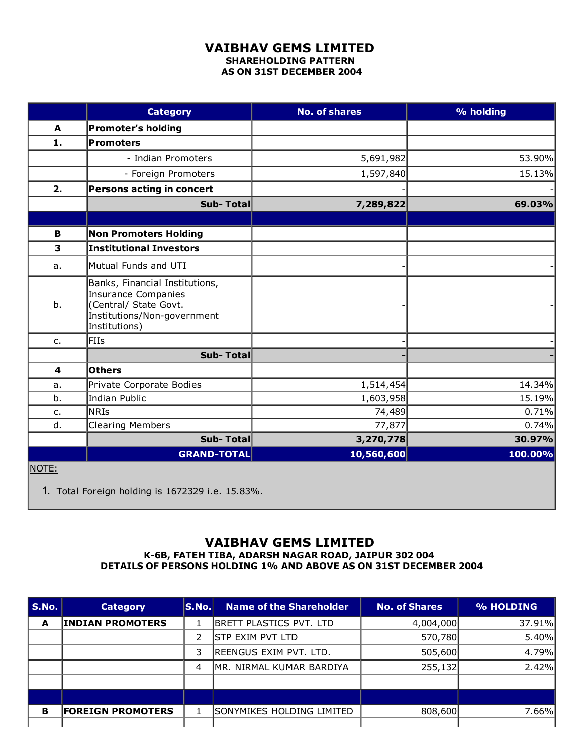# VAIBHAV GEMS LIMITED

### SHAREHOLDING PATTERN
### AS ON 31ST DECEMBER 2004

| | Category | No. of shares | % holding |
|---|---|---|---|
| **A** | **Promoter's holding** | | |
| **1.** | **Promoters** | | |
| | - Indian Promoters | 5,691,982 | 53.90% |
| | - Foreign Promoters | 1,597,840 | 15.13% |
| **2.** | **Persons acting in concert** | - | - |
| | **Sub- Total** | **7,289,822** | **69.03%** |
| | | | |
| **B** | **Non Promoters Holding** | | |
| **3** | **Institutional Investors** | | |
| a. | Mutual Funds and UTI | - | - |
| b. | Banks, Financial Institutions, Insurance Companies (Central/ State Govt. Institutions/Non-government Institutions) | - | - |
| c. | FIIs | - | - |
| | **Sub- Total** | **-** | **-** |
| **4** | **Others** | | |
| a. | Private Corporate Bodies | 1,514,454 | 14.34% |
| b. | Indian Public | 1,603,958 | 15.19% |
| c. | NRIs | 74,489 | 0.71% |
| d. | Clearing Members | 77,877 | 0.74% |
| | **Sub- Total** | **3,270,778** | **30.97%** |
| | **GRAND-TOTAL** | **10,560,600** | **100.00%** |

NOTE:

1. Total Foreign holding is 1672329 i.e. 15.83%.

# VAIBHAV GEMS LIMITED

### K-6B, FATEH TIBA, ADARSH NAGAR ROAD, JAIPUR 302 004
### DETAILS OF PERSONS HOLDING 1% AND ABOVE AS ON 31ST DECEMBER 2004

| S.No. | Category | S.No. | Name of the Shareholder | No. of Shares | % HOLDING |
|---|---|---|---|---|---|
| **A** | **INDIAN PROMOTERS** | 1 | BRETT PLASTICS PVT. LTD | 4,004,000 | 37.91% |
| | | 2 | STP EXIM PVT LTD | 570,780 | 5.40% |
| | | 3 | REENGUS EXIM PVT. LTD. | 505,600 | 4.79% |
| | | 4 | MR. NIRMAL KUMAR BARDIYA | 255,132 | 2.42% |
| | | | | | |
| | | | | | |
| **B** | **FOREIGN PROMOTERS** | 1 | SONYMIKES HOLDING LIMITED | 808,600 | 7.66% |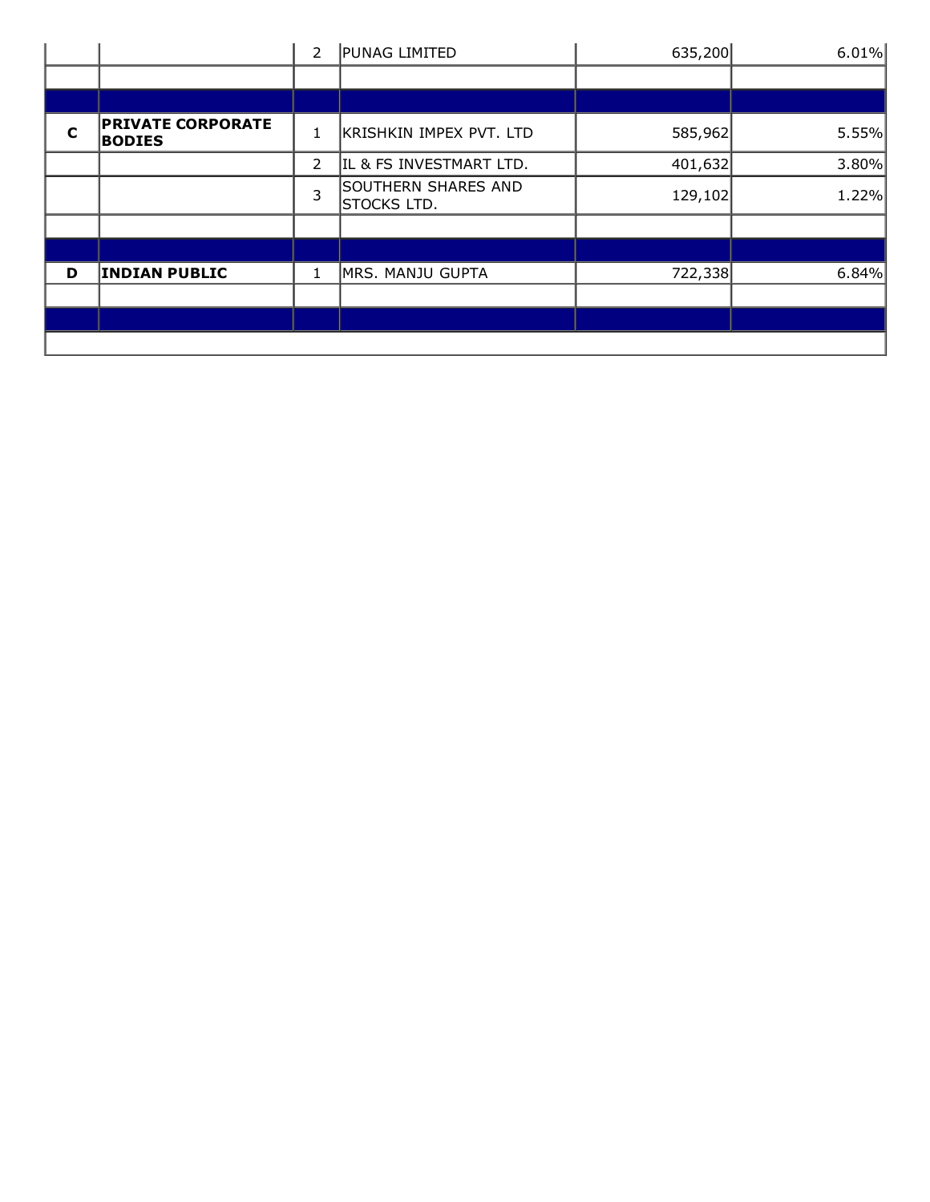| | | | | | |
|---|---|---|---|---|---|
| | | 2 | PUNAG LIMITED | 635,200 | 6.01% |
| | | | | | |
| | | | | | |
| **C** | **PRIVATE CORPORATE BODIES** | 1 | KRISHKIN IMPEX PVT. LTD | 585,962 | 5.55% |
| | | 2 | IL & FS INVESTMART LTD. | 401,632 | 3.80% |
| | | 3 | SOUTHERN SHARES AND STOCKS LTD. | 129,102 | 1.22% |
| | | | | | |
| | | | | | |
| **D** | **INDIAN PUBLIC** | 1 | MRS. MANJU GUPTA | 722,338 | 6.84% |
| | | | | | |
| | | | | | |